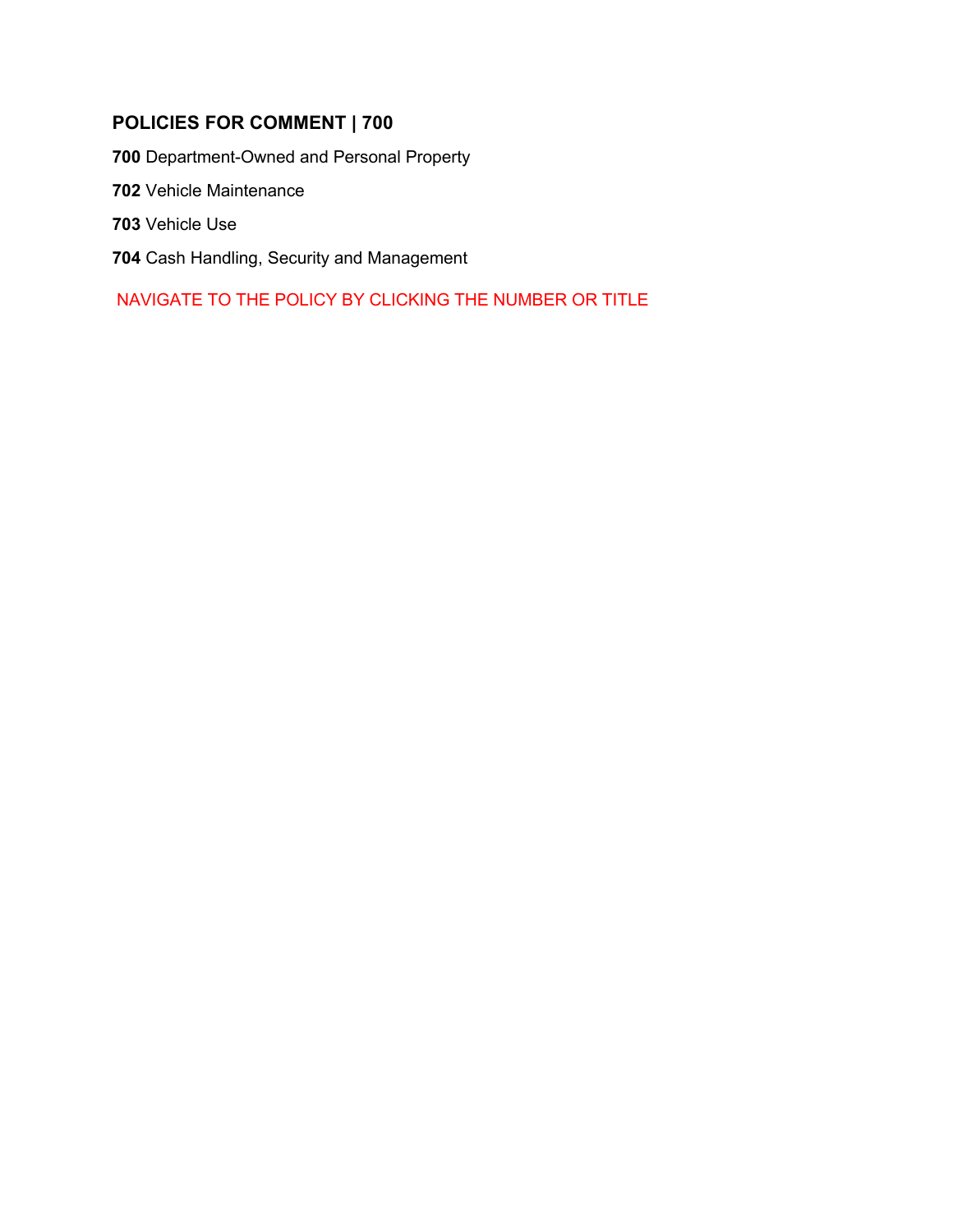## POLICIES FOR COMMENT | 700

**700** Department-Owned and Personal Property

**702** Vehicle Maintenance

**703** Vehicle Use

**704** Cash Handling, Security and Management

NAVIGATE TO THE POLICY BY CLICKING THE NUMBER OR TITLE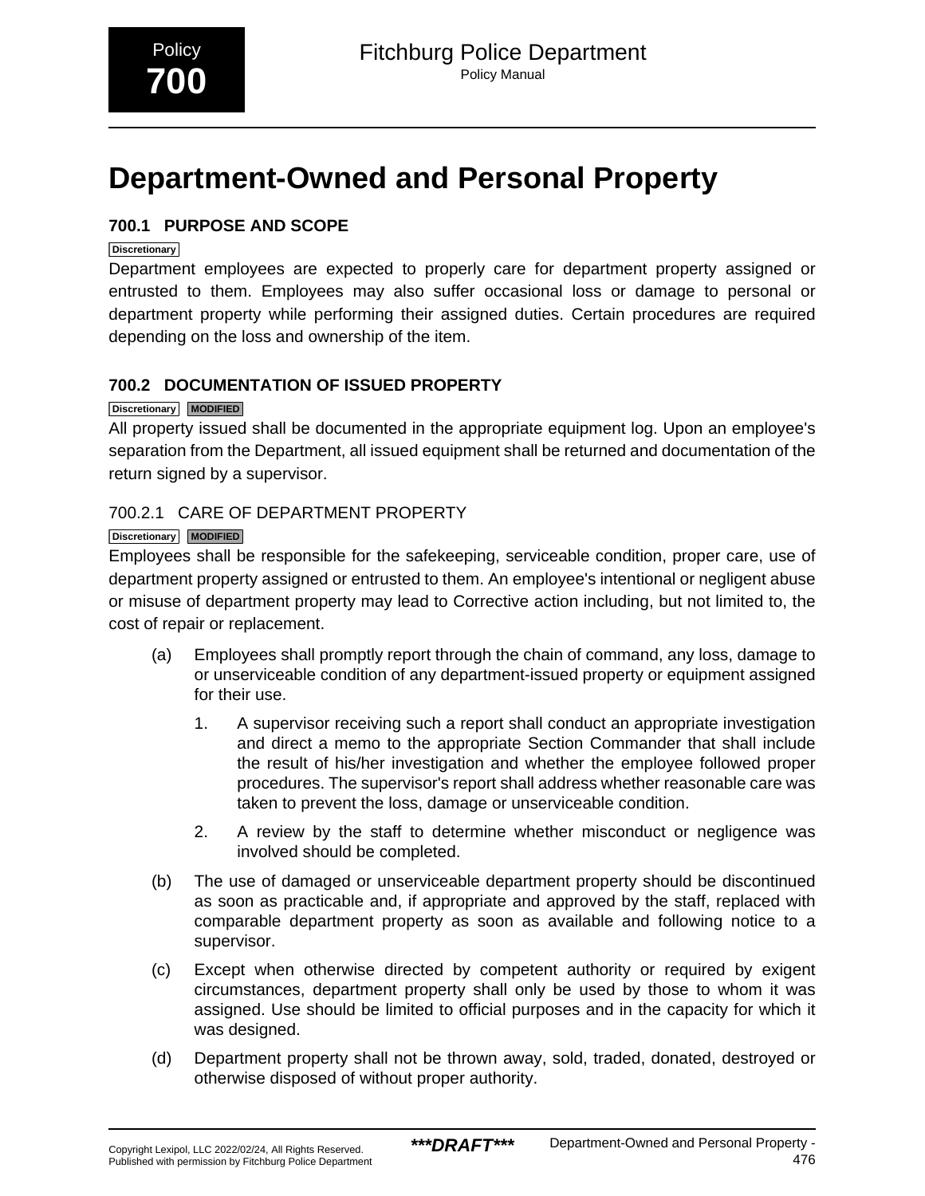Policy **700**

# Department-Owned and Personal Property

## 700.1 PURPOSE AND SCOPE

Discretionary

Department employees are expected to properly care for department property assigned or entrusted to them. Employees may also suffer occasional loss or damage to personal or department property while performing their assigned duties. Certain procedures are required depending on the loss and ownership of the item.

## 700.2 DOCUMENTATION OF ISSUED PROPERTY

Discretionary MODIFIED

All property issued shall be documented in the appropriate equipment log. Upon an employee's separation from the Department, all issued equipment shall be returned and documentation of the return signed by a supervisor.

### 700.2.1 CARE OF DEPARTMENT PROPERTY

Discretionary MODIFIED

Employees shall be responsible for the safekeeping, serviceable condition, proper care, use of department property assigned or entrusted to them. An employee's intentional or negligent abuse or misuse of department property may lead to Corrective action including, but not limited to, the cost of repair or replacement.

(a) Employees shall promptly report through the chain of command, any loss, damage to or unserviceable condition of any department-issued property or equipment assigned for their use.

1. A supervisor receiving such a report shall conduct an appropriate investigation and direct a memo to the appropriate Section Commander that shall include the result of his/her investigation and whether the employee followed proper procedures. The supervisor's report shall address whether reasonable care was taken to prevent the loss, damage or unserviceable condition.

2. A review by the staff to determine whether misconduct or negligence was involved should be completed.

(b) The use of damaged or unserviceable department property should be discontinued as soon as practicable and, if appropriate and approved by the staff, replaced with comparable department property as soon as available and following notice to a supervisor.

(c) Except when otherwise directed by competent authority or required by exigent circumstances, department property shall only be used by those to whom it was assigned. Use should be limited to official purposes and in the capacity for which it was designed.

(d) Department property shall not be thrown away, sold, traded, donated, destroyed or otherwise disposed of without proper authority.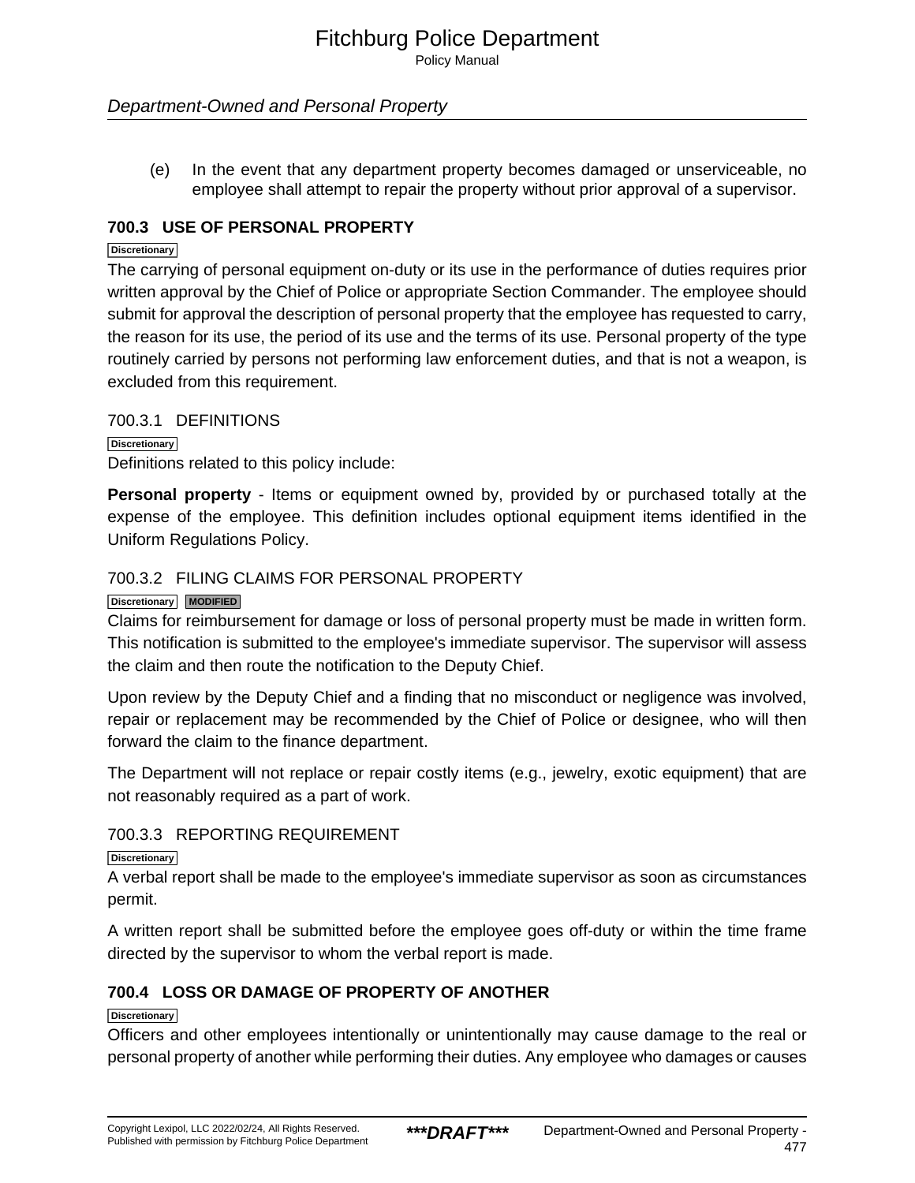(e) In the event that any department property becomes damaged or unserviceable, no employee shall attempt to repair the property without prior approval of a supervisor.

## 700.3 USE OF PERSONAL PROPERTY

Discretionary

The carrying of personal equipment on-duty or its use in the performance of duties requires prior written approval by the Chief of Police or appropriate Section Commander. The employee should submit for approval the description of personal property that the employee has requested to carry, the reason for its use, the period of its use and the terms of its use. Personal property of the type routinely carried by persons not performing law enforcement duties, and that is not a weapon, is excluded from this requirement.

### 700.3.1 DEFINITIONS

Discretionary

Definitions related to this policy include:

**Personal property** - Items or equipment owned by, provided by or purchased totally at the expense of the employee. This definition includes optional equipment items identified in the Uniform Regulations Policy.

### 700.3.2 FILING CLAIMS FOR PERSONAL PROPERTY

Discretionary MODIFIED

Claims for reimbursement for damage or loss of personal property must be made in written form. This notification is submitted to the employee's immediate supervisor. The supervisor will assess the claim and then route the notification to the Deputy Chief.

Upon review by the Deputy Chief and a finding that no misconduct or negligence was involved, repair or replacement may be recommended by the Chief of Police or designee, who will then forward the claim to the finance department.

The Department will not replace or repair costly items (e.g., jewelry, exotic equipment) that are not reasonably required as a part of work.

### 700.3.3 REPORTING REQUIREMENT

Discretionary

A verbal report shall be made to the employee's immediate supervisor as soon as circumstances permit.

A written report shall be submitted before the employee goes off-duty or within the time frame directed by the supervisor to whom the verbal report is made.

## 700.4 LOSS OR DAMAGE OF PROPERTY OF ANOTHER

Discretionary

Officers and other employees intentionally or unintentionally may cause damage to the real or personal property of another while performing their duties. Any employee who damages or causes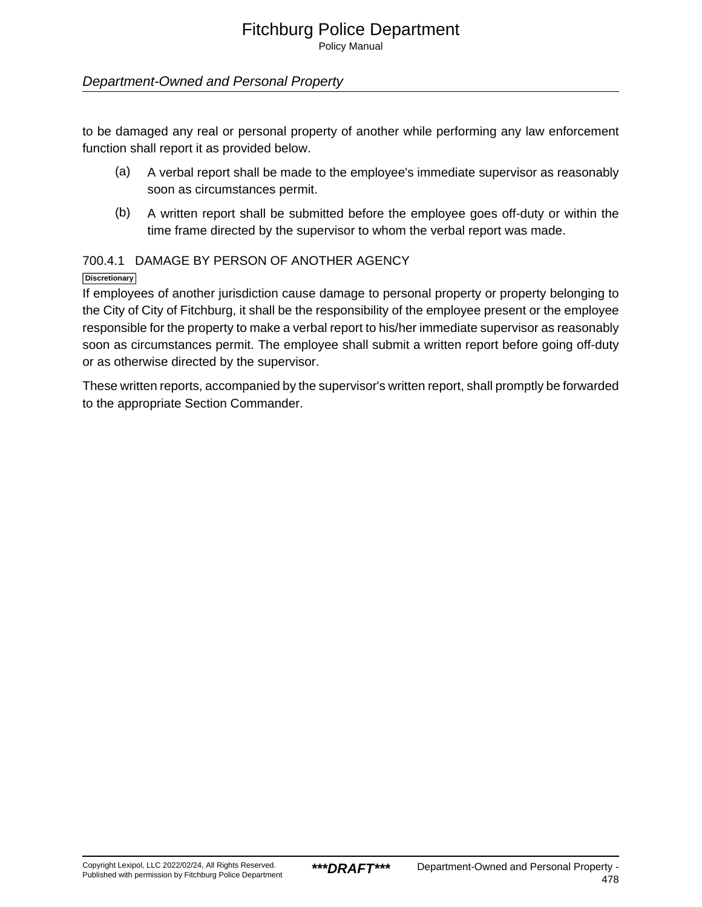to be damaged any real or personal property of another while performing any law enforcement function shall report it as provided below.

(a) A verbal report shall be made to the employee's immediate supervisor as reasonably soon as circumstances permit.

(b) A written report shall be submitted before the employee goes off-duty or within the time frame directed by the supervisor to whom the verbal report was made.

### 700.4.1 DAMAGE BY PERSON OF ANOTHER AGENCY

Discretionary

If employees of another jurisdiction cause damage to personal property or property belonging to the City of City of Fitchburg, it shall be the responsibility of the employee present or the employee responsible for the property to make a verbal report to his/her immediate supervisor as reasonably soon as circumstances permit. The employee shall submit a written report before going off-duty or as otherwise directed by the supervisor.

These written reports, accompanied by the supervisor's written report, shall promptly be forwarded to the appropriate Section Commander.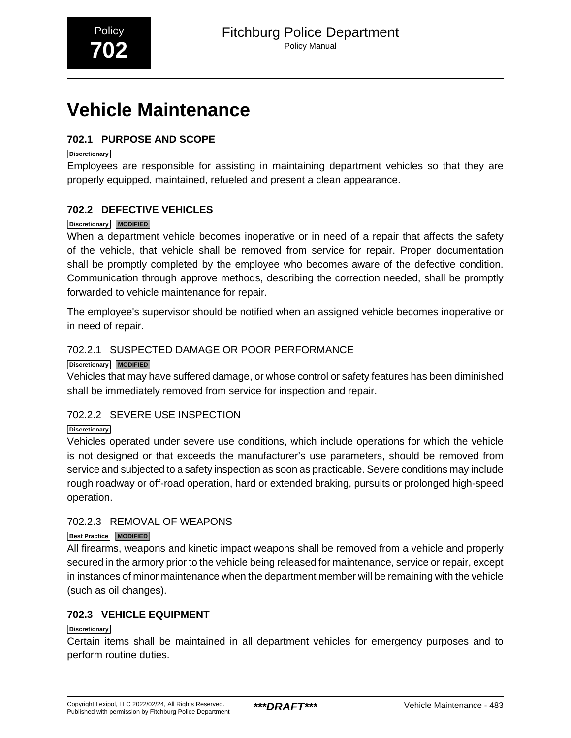Policy **702**

# Vehicle Maintenance

## 702.1 PURPOSE AND SCOPE

Discretionary

Employees are responsible for assisting in maintaining department vehicles so that they are properly equipped, maintained, refueled and present a clean appearance.

## 702.2 DEFECTIVE VEHICLES

Discretionary MODIFIED

When a department vehicle becomes inoperative or in need of a repair that affects the safety of the vehicle, that vehicle shall be removed from service for repair. Proper documentation shall be promptly completed by the employee who becomes aware of the defective condition. Communication through approve methods, describing the correction needed, shall be promptly forwarded to vehicle maintenance for repair.

The employee's supervisor should be notified when an assigned vehicle becomes inoperative or in need of repair.

### 702.2.1 SUSPECTED DAMAGE OR POOR PERFORMANCE

Discretionary MODIFIED

Vehicles that may have suffered damage, or whose control or safety features has been diminished shall be immediately removed from service for inspection and repair.

### 702.2.2 SEVERE USE INSPECTION

Discretionary

Vehicles operated under severe use conditions, which include operations for which the vehicle is not designed or that exceeds the manufacturer's use parameters, should be removed from service and subjected to a safety inspection as soon as practicable. Severe conditions may include rough roadway or off-road operation, hard or extended braking, pursuits or prolonged high-speed operation.

### 702.2.3 REMOVAL OF WEAPONS

Best Practice MODIFIED

All firearms, weapons and kinetic impact weapons shall be removed from a vehicle and properly secured in the armory prior to the vehicle being released for maintenance, service or repair, except in instances of minor maintenance when the department member will be remaining with the vehicle (such as oil changes).

## 702.3 VEHICLE EQUIPMENT

Discretionary

Certain items shall be maintained in all department vehicles for emergency purposes and to perform routine duties.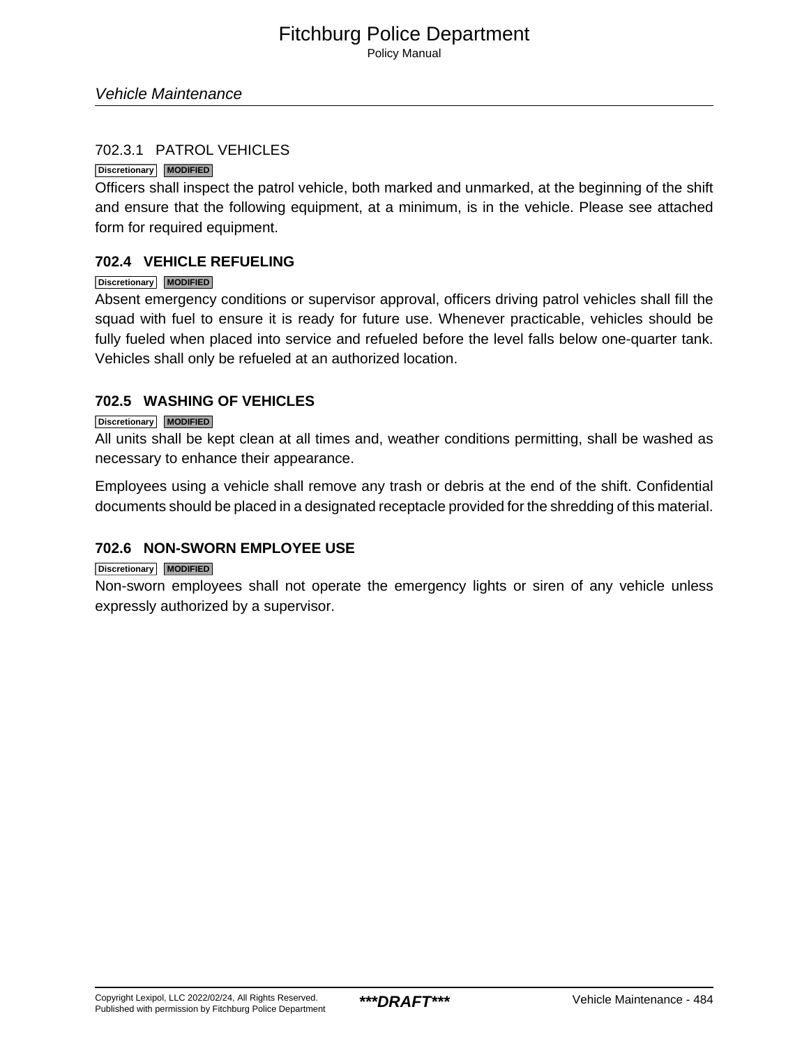#### 702.3.1 PATROL VEHICLES

Discretionary MODIFIED

Officers shall inspect the patrol vehicle, both marked and unmarked, at the beginning of the shift and ensure that the following equipment, at a minimum, is in the vehicle. Please see attached form for required equipment.

### 702.4 VEHICLE REFUELING

Discretionary MODIFIED

Absent emergency conditions or supervisor approval, officers driving patrol vehicles shall fill the squad with fuel to ensure it is ready for future use. Whenever practicable, vehicles should be fully fueled when placed into service and refueled before the level falls below one-quarter tank. Vehicles shall only be refueled at an authorized location.

### 702.5 WASHING OF VEHICLES

Discretionary MODIFIED

All units shall be kept clean at all times and, weather conditions permitting, shall be washed as necessary to enhance their appearance.

Employees using a vehicle shall remove any trash or debris at the end of the shift. Confidential documents should be placed in a designated receptacle provided for the shredding of this material.

### 702.6 NON-SWORN EMPLOYEE USE

Discretionary MODIFIED

Non-sworn employees shall not operate the emergency lights or siren of any vehicle unless expressly authorized by a supervisor.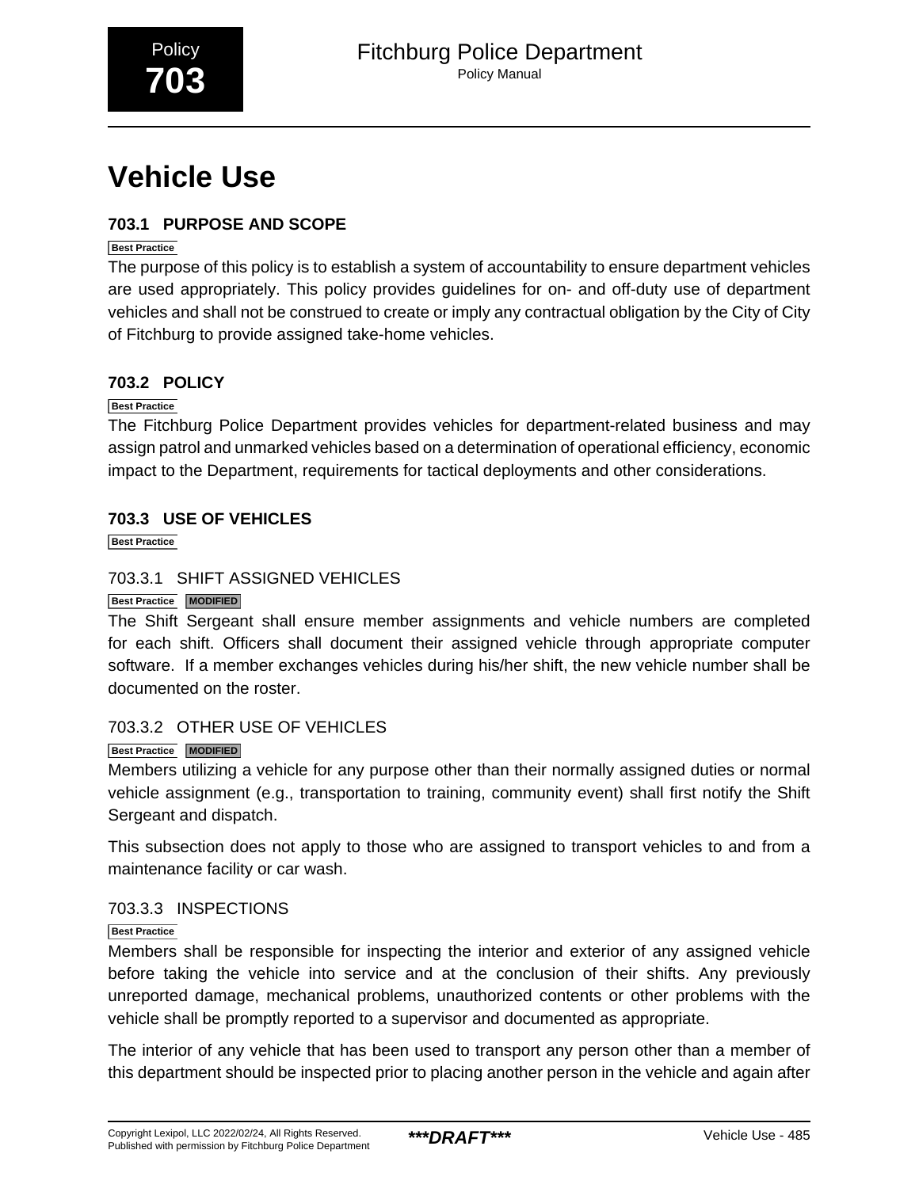# Vehicle Use

## 703.1 PURPOSE AND SCOPE

Best Practice

The purpose of this policy is to establish a system of accountability to ensure department vehicles are used appropriately. This policy provides guidelines for on- and off-duty use of department vehicles and shall not be construed to create or imply any contractual obligation by the City of City of Fitchburg to provide assigned take-home vehicles.

## 703.2 POLICY

Best Practice

The Fitchburg Police Department provides vehicles for department-related business and may assign patrol and unmarked vehicles based on a determination of operational efficiency, economic impact to the Department, requirements for tactical deployments and other considerations.

## 703.3 USE OF VEHICLES

Best Practice

### 703.3.1 SHIFT ASSIGNED VEHICLES

Best Practice MODIFIED

The Shift Sergeant shall ensure member assignments and vehicle numbers are completed for each shift. Officers shall document their assigned vehicle through appropriate computer software. If a member exchanges vehicles during his/her shift, the new vehicle number shall be documented on the roster.

### 703.3.2 OTHER USE OF VEHICLES

Best Practice MODIFIED

Members utilizing a vehicle for any purpose other than their normally assigned duties or normal vehicle assignment (e.g., transportation to training, community event) shall first notify the Shift Sergeant and dispatch.

This subsection does not apply to those who are assigned to transport vehicles to and from a maintenance facility or car wash.

### 703.3.3 INSPECTIONS

Best Practice

Members shall be responsible for inspecting the interior and exterior of any assigned vehicle before taking the vehicle into service and at the conclusion of their shifts. Any previously unreported damage, mechanical problems, unauthorized contents or other problems with the vehicle shall be promptly reported to a supervisor and documented as appropriate.

The interior of any vehicle that has been used to transport any person other than a member of this department should be inspected prior to placing another person in the vehicle and again after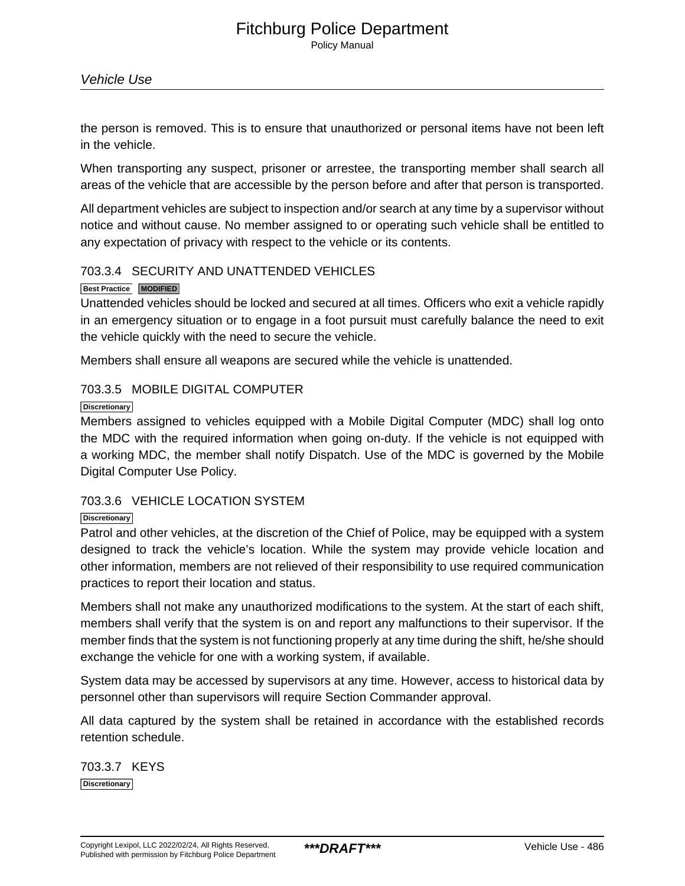the person is removed. This is to ensure that unauthorized or personal items have not been left in the vehicle.

When transporting any suspect, prisoner or arrestee, the transporting member shall search all areas of the vehicle that are accessible by the person before and after that person is transported.

All department vehicles are subject to inspection and/or search at any time by a supervisor without notice and without cause. No member assigned to or operating such vehicle shall be entitled to any expectation of privacy with respect to the vehicle or its contents.

### 703.3.4 SECURITY AND UNATTENDED VEHICLES

**Best Practice** **MODIFIED**

Unattended vehicles should be locked and secured at all times. Officers who exit a vehicle rapidly in an emergency situation or to engage in a foot pursuit must carefully balance the need to exit the vehicle quickly with the need to secure the vehicle.

Members shall ensure all weapons are secured while the vehicle is unattended.

### 703.3.5 MOBILE DIGITAL COMPUTER

**Discretionary**

Members assigned to vehicles equipped with a Mobile Digital Computer (MDC) shall log onto the MDC with the required information when going on-duty. If the vehicle is not equipped with a working MDC, the member shall notify Dispatch. Use of the MDC is governed by the Mobile Digital Computer Use Policy.

### 703.3.6 VEHICLE LOCATION SYSTEM

**Discretionary**

Patrol and other vehicles, at the discretion of the Chief of Police, may be equipped with a system designed to track the vehicle's location. While the system may provide vehicle location and other information, members are not relieved of their responsibility to use required communication practices to report their location and status.

Members shall not make any unauthorized modifications to the system. At the start of each shift, members shall verify that the system is on and report any malfunctions to their supervisor. If the member finds that the system is not functioning properly at any time during the shift, he/she should exchange the vehicle for one with a working system, if available.

System data may be accessed by supervisors at any time. However, access to historical data by personnel other than supervisors will require Section Commander approval.

All data captured by the system shall be retained in accordance with the established records retention schedule.

### 703.3.7 KEYS

**Discretionary**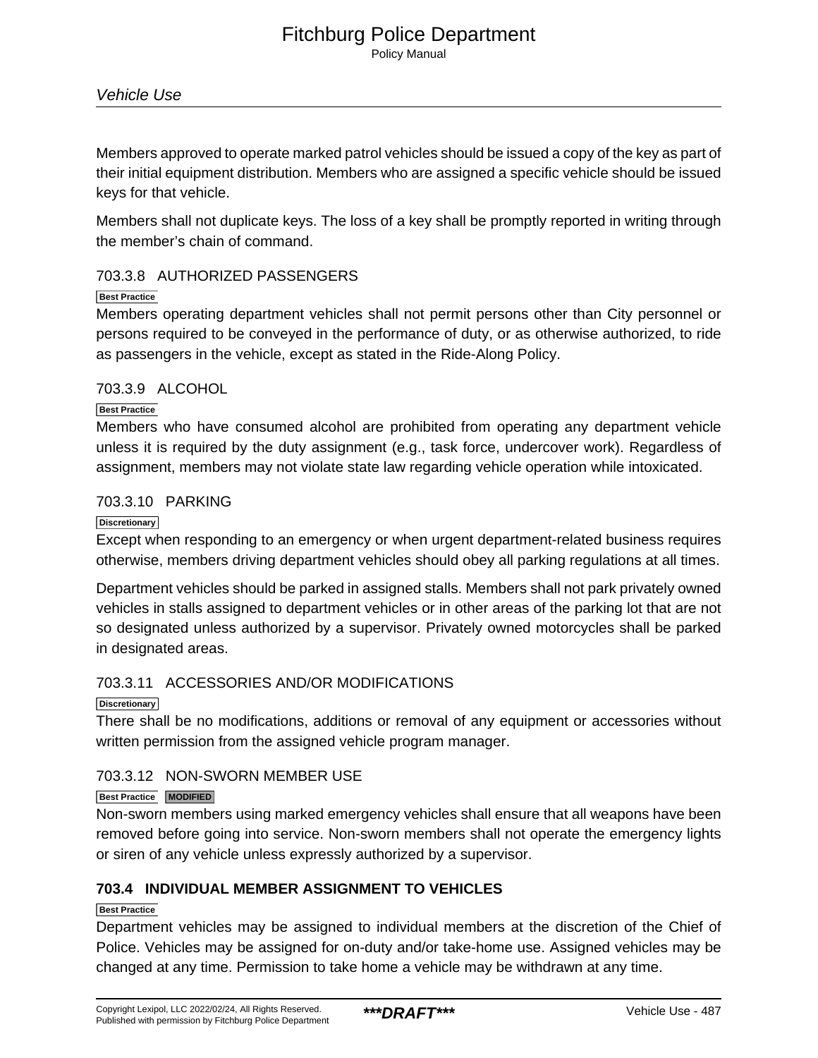Members approved to operate marked patrol vehicles should be issued a copy of the key as part of their initial equipment distribution. Members who are assigned a specific vehicle should be issued keys for that vehicle.

Members shall not duplicate keys. The loss of a key shall be promptly reported in writing through the member's chain of command.

### 703.3.8 AUTHORIZED PASSENGERS

Best Practice

Members operating department vehicles shall not permit persons other than City personnel or persons required to be conveyed in the performance of duty, or as otherwise authorized, to ride as passengers in the vehicle, except as stated in the Ride-Along Policy.

### 703.3.9 ALCOHOL

Best Practice

Members who have consumed alcohol are prohibited from operating any department vehicle unless it is required by the duty assignment (e.g., task force, undercover work). Regardless of assignment, members may not violate state law regarding vehicle operation while intoxicated.

### 703.3.10 PARKING

Discretionary

Except when responding to an emergency or when urgent department-related business requires otherwise, members driving department vehicles should obey all parking regulations at all times.

Department vehicles should be parked in assigned stalls. Members shall not park privately owned vehicles in stalls assigned to department vehicles or in other areas of the parking lot that are not so designated unless authorized by a supervisor. Privately owned motorcycles shall be parked in designated areas.

### 703.3.11 ACCESSORIES AND/OR MODIFICATIONS

Discretionary

There shall be no modifications, additions or removal of any equipment or accessories without written permission from the assigned vehicle program manager.

### 703.3.12 NON-SWORN MEMBER USE

Best Practice MODIFIED

Non-sworn members using marked emergency vehicles shall ensure that all weapons have been removed before going into service. Non-sworn members shall not operate the emergency lights or siren of any vehicle unless expressly authorized by a supervisor.

## 703.4 INDIVIDUAL MEMBER ASSIGNMENT TO VEHICLES

Best Practice

Department vehicles may be assigned to individual members at the discretion of the Chief of Police. Vehicles may be assigned for on-duty and/or take-home use. Assigned vehicles may be changed at any time. Permission to take home a vehicle may be withdrawn at any time.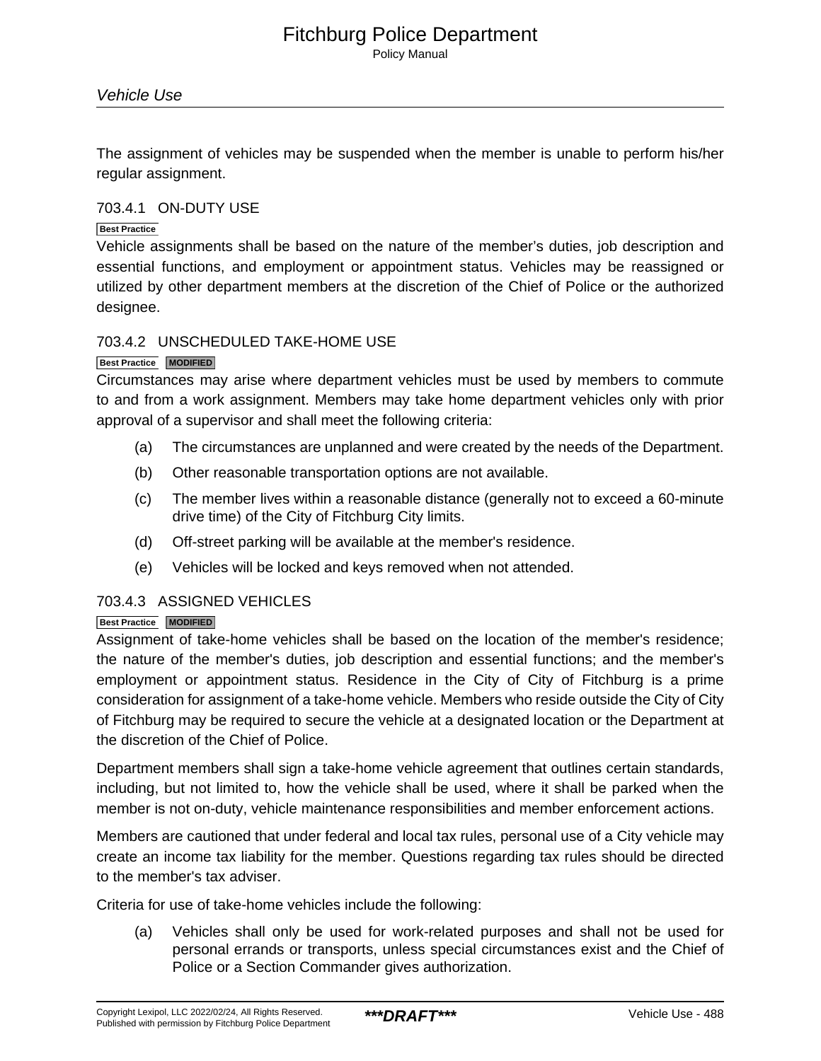The assignment of vehicles may be suspended when the member is unable to perform his/her regular assignment.

### 703.4.1 ON-DUTY USE

Best Practice

Vehicle assignments shall be based on the nature of the member's duties, job description and essential functions, and employment or appointment status. Vehicles may be reassigned or utilized by other department members at the discretion of the Chief of Police or the authorized designee.

### 703.4.2 UNSCHEDULED TAKE-HOME USE

Best Practice MODIFIED

Circumstances may arise where department vehicles must be used by members to commute to and from a work assignment. Members may take home department vehicles only with prior approval of a supervisor and shall meet the following criteria:

(a) The circumstances are unplanned and were created by the needs of the Department.

(b) Other reasonable transportation options are not available.

(c) The member lives within a reasonable distance (generally not to exceed a 60-minute drive time) of the City of Fitchburg City limits.

(d) Off-street parking will be available at the member's residence.

(e) Vehicles will be locked and keys removed when not attended.

### 703.4.3 ASSIGNED VEHICLES

Best Practice MODIFIED

Assignment of take-home vehicles shall be based on the location of the member's residence; the nature of the member's duties, job description and essential functions; and the member's employment or appointment status. Residence in the City of City of Fitchburg is a prime consideration for assignment of a take-home vehicle. Members who reside outside the City of City of Fitchburg may be required to secure the vehicle at a designated location or the Department at the discretion of the Chief of Police.

Department members shall sign a take-home vehicle agreement that outlines certain standards, including, but not limited to, how the vehicle shall be used, where it shall be parked when the member is not on-duty, vehicle maintenance responsibilities and member enforcement actions.

Members are cautioned that under federal and local tax rules, personal use of a City vehicle may create an income tax liability for the member. Questions regarding tax rules should be directed to the member's tax adviser.

Criteria for use of take-home vehicles include the following:

(a) Vehicles shall only be used for work-related purposes and shall not be used for personal errands or transports, unless special circumstances exist and the Chief of Police or a Section Commander gives authorization.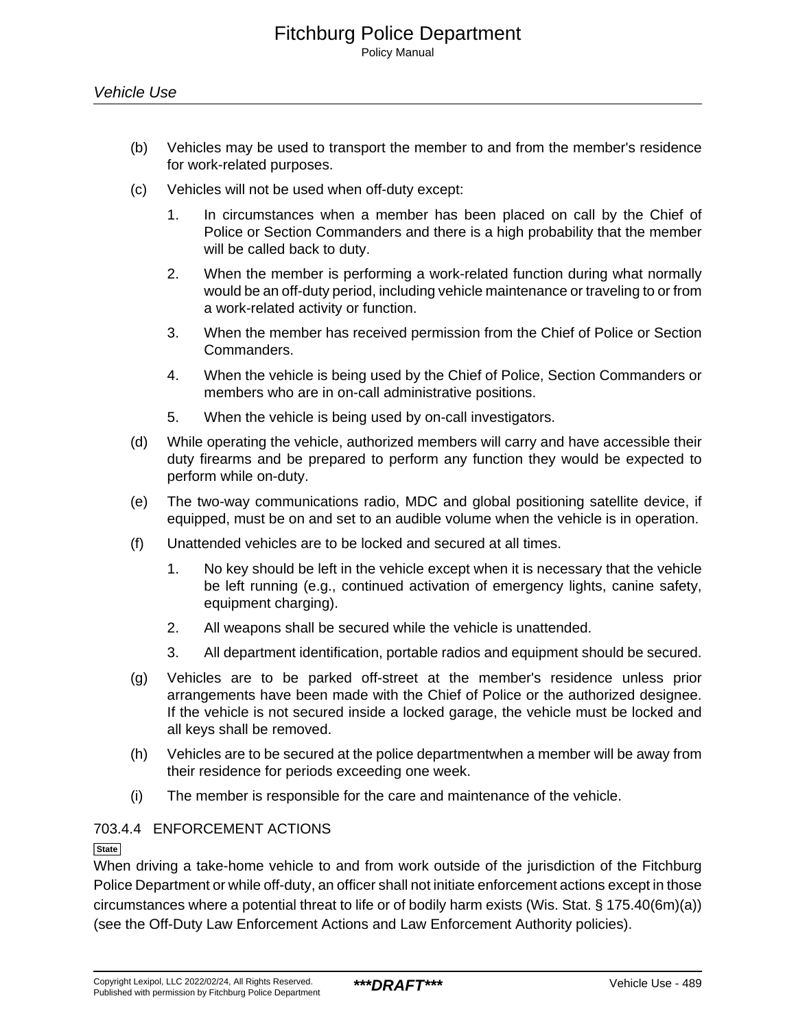(b) Vehicles may be used to transport the member to and from the member's residence for work-related purposes.

(c) Vehicles will not be used when off-duty except:

1. In circumstances when a member has been placed on call by the Chief of Police or Section Commanders and there is a high probability that the member will be called back to duty.

2. When the member is performing a work-related function during what normally would be an off-duty period, including vehicle maintenance or traveling to or from a work-related activity or function.

3. When the member has received permission from the Chief of Police or Section Commanders.

4. When the vehicle is being used by the Chief of Police, Section Commanders or members who are in on-call administrative positions.

5. When the vehicle is being used by on-call investigators.

(d) While operating the vehicle, authorized members will carry and have accessible their duty firearms and be prepared to perform any function they would be expected to perform while on-duty.

(e) The two-way communications radio, MDC and global positioning satellite device, if equipped, must be on and set to an audible volume when the vehicle is in operation.

(f) Unattended vehicles are to be locked and secured at all times.

1. No key should be left in the vehicle except when it is necessary that the vehicle be left running (e.g., continued activation of emergency lights, canine safety, equipment charging).

2. All weapons shall be secured while the vehicle is unattended.

3. All department identification, portable radios and equipment should be secured.

(g) Vehicles are to be parked off-street at the member's residence unless prior arrangements have been made with the Chief of Police or the authorized designee. If the vehicle is not secured inside a locked garage, the vehicle must be locked and all keys shall be removed.

(h) Vehicles are to be secured at the police departmentwhen a member will be away from their residence for periods exceeding one week.

(i) The member is responsible for the care and maintenance of the vehicle.

### 703.4.4 ENFORCEMENT ACTIONS

State

When driving a take-home vehicle to and from work outside of the jurisdiction of the Fitchburg Police Department or while off-duty, an officer shall not initiate enforcement actions except in those circumstances where a potential threat to life or of bodily harm exists (Wis. Stat. § 175.40(6m)(a)) (see the Off-Duty Law Enforcement Actions and Law Enforcement Authority policies).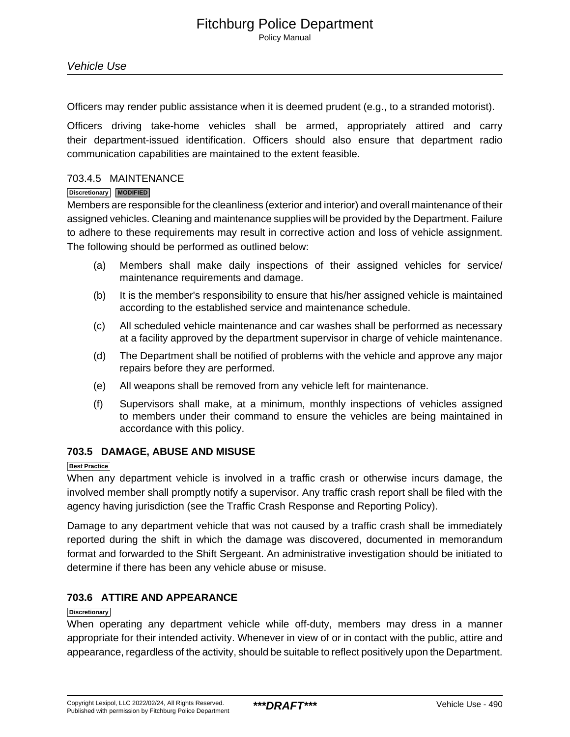Officers may render public assistance when it is deemed prudent (e.g., to a stranded motorist).

Officers driving take-home vehicles shall be armed, appropriately attired and carry their department-issued identification. Officers should also ensure that department radio communication capabilities are maintained to the extent feasible.

#### 703.4.5 MAINTENANCE

Discretionary MODIFIED

Members are responsible for the cleanliness (exterior and interior) and overall maintenance of their assigned vehicles. Cleaning and maintenance supplies will be provided by the Department. Failure to adhere to these requirements may result in corrective action and loss of vehicle assignment. The following should be performed as outlined below:

(a) Members shall make daily inspections of their assigned vehicles for service/maintenance requirements and damage.

(b) It is the member's responsibility to ensure that his/her assigned vehicle is maintained according to the established service and maintenance schedule.

(c) All scheduled vehicle maintenance and car washes shall be performed as necessary at a facility approved by the department supervisor in charge of vehicle maintenance.

(d) The Department shall be notified of problems with the vehicle and approve any major repairs before they are performed.

(e) All weapons shall be removed from any vehicle left for maintenance.

(f) Supervisors shall make, at a minimum, monthly inspections of vehicles assigned to members under their command to ensure the vehicles are being maintained in accordance with this policy.

### 703.5 DAMAGE, ABUSE AND MISUSE

Best Practice

When any department vehicle is involved in a traffic crash or otherwise incurs damage, the involved member shall promptly notify a supervisor. Any traffic crash report shall be filed with the agency having jurisdiction (see the Traffic Crash Response and Reporting Policy).

Damage to any department vehicle that was not caused by a traffic crash shall be immediately reported during the shift in which the damage was discovered, documented in memorandum format and forwarded to the Shift Sergeant. An administrative investigation should be initiated to determine if there has been any vehicle abuse or misuse.

### 703.6 ATTIRE AND APPEARANCE

Discretionary

When operating any department vehicle while off-duty, members may dress in a manner appropriate for their intended activity. Whenever in view of or in contact with the public, attire and appearance, regardless of the activity, should be suitable to reflect positively upon the Department.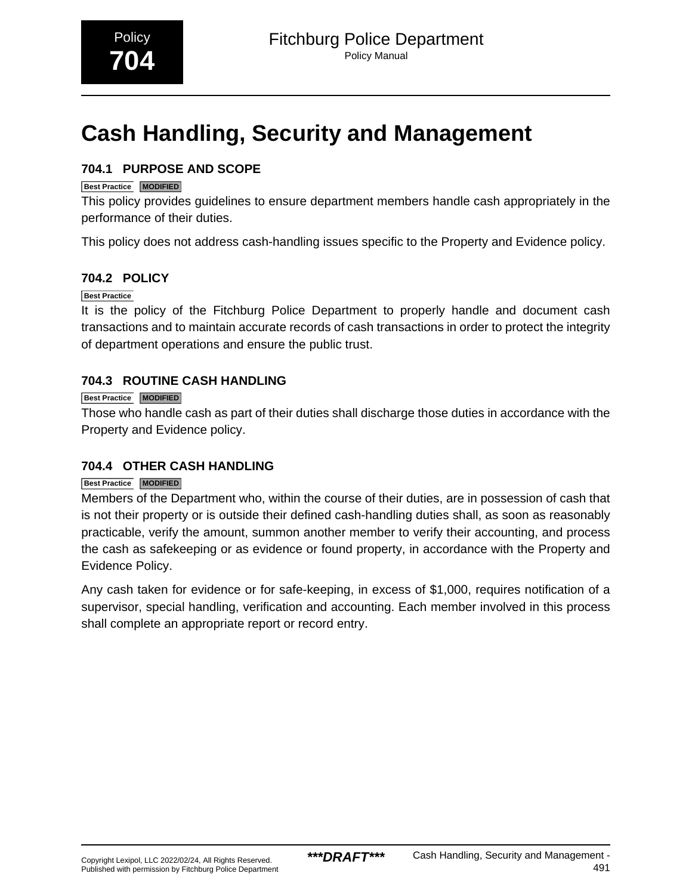Policy **704**

# Cash Handling, Security and Management

### 704.1 PURPOSE AND SCOPE

Best Practice MODIFIED

This policy provides guidelines to ensure department members handle cash appropriately in the performance of their duties.

This policy does not address cash-handling issues specific to the Property and Evidence policy.

### 704.2 POLICY

Best Practice

It is the policy of the Fitchburg Police Department to properly handle and document cash transactions and to maintain accurate records of cash transactions in order to protect the integrity of department operations and ensure the public trust.

### 704.3 ROUTINE CASH HANDLING

Best Practice MODIFIED

Those who handle cash as part of their duties shall discharge those duties in accordance with the Property and Evidence policy.

### 704.4 OTHER CASH HANDLING

Best Practice MODIFIED

Members of the Department who, within the course of their duties, are in possession of cash that is not their property or is outside their defined cash-handling duties shall, as soon as reasonably practicable, verify the amount, summon another member to verify their accounting, and process the cash as safekeeping or as evidence or found property, in accordance with the Property and Evidence Policy.

Any cash taken for evidence or for safe-keeping, in excess of $1,000, requires notification of a supervisor, special handling, verification and accounting. Each member involved in this process shall complete an appropriate report or record entry.